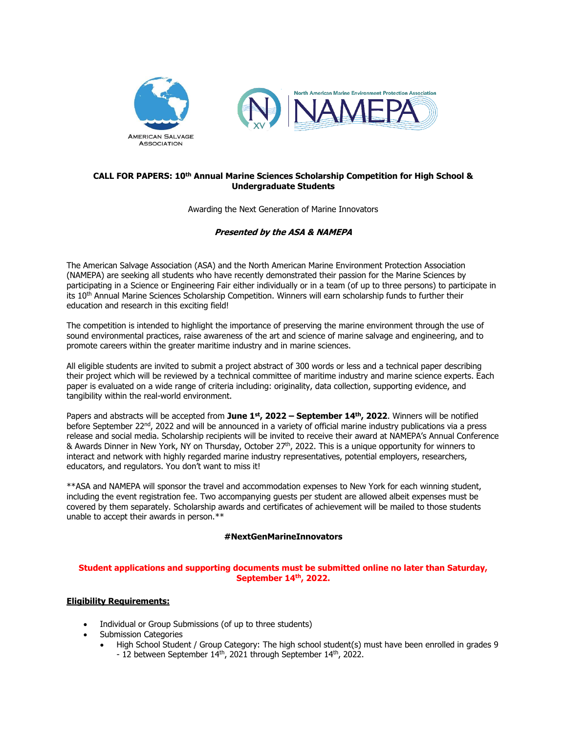AMERICAN SALVAGE ASSOCIATION

North American Marine Environment Protection Association

NAMEPA

**CALL FOR PAPERS: 10th Annual Marine Sciences Scholarship Competition for High School & Undergraduate Students**

Awarding the Next Generation of Marine Innovators

***Presented by the ASA & NAMEPA***

The American Salvage Association (ASA) and the North American Marine Environment Protection Association (NAMEPA) are seeking all students who have recently demonstrated their passion for the Marine Sciences by participating in a Science or Engineering Fair either individually or in a team (of up to three persons) to participate in its 10th Annual Marine Sciences Scholarship Competition. Winners will earn scholarship funds to further their education and research in this exciting field!

The competition is intended to highlight the importance of preserving the marine environment through the use of sound environmental practices, raise awareness of the art and science of marine salvage and engineering, and to promote careers within the greater maritime industry and in marine sciences.

All eligible students are invited to submit a project abstract of 300 words or less and a technical paper describing their project which will be reviewed by a technical committee of maritime industry and marine science experts. Each paper is evaluated on a wide range of criteria including: originality, data collection, supporting evidence, and tangibility within the real-world environment.

Papers and abstracts will be accepted from **June 1st, 2022 – September 14th, 2022**. Winners will be notified before September 22nd, 2022 and will be announced in a variety of official marine industry publications via a press release and social media. Scholarship recipients will be invited to receive their award at NAMEPA's Annual Conference & Awards Dinner in New York, NY on Thursday, October 27th, 2022. This is a unique opportunity for winners to interact and network with highly regarded marine industry representatives, potential employers, researchers, educators, and regulators. You don't want to miss it!

**ASA and NAMEPA will sponsor the travel and accommodation expenses to New York for each winning student, including the event registration fee. Two accompanying guests per student are allowed albeit expenses must be covered by them separately. Scholarship awards and certificates of achievement will be mailed to those students unable to accept their awards in person.**

**#NextGenMarineInnovators**

**Student applications and supporting documents must be submitted online no later than Saturday, September 14th, 2022.**

**Eligibility Requirements:**

- Individual or Group Submissions (of up to three students)
- Submission Categories
  - High School Student / Group Category: The high school student(s) must have been enrolled in grades 9 - 12 between September 14th, 2021 through September 14th, 2022.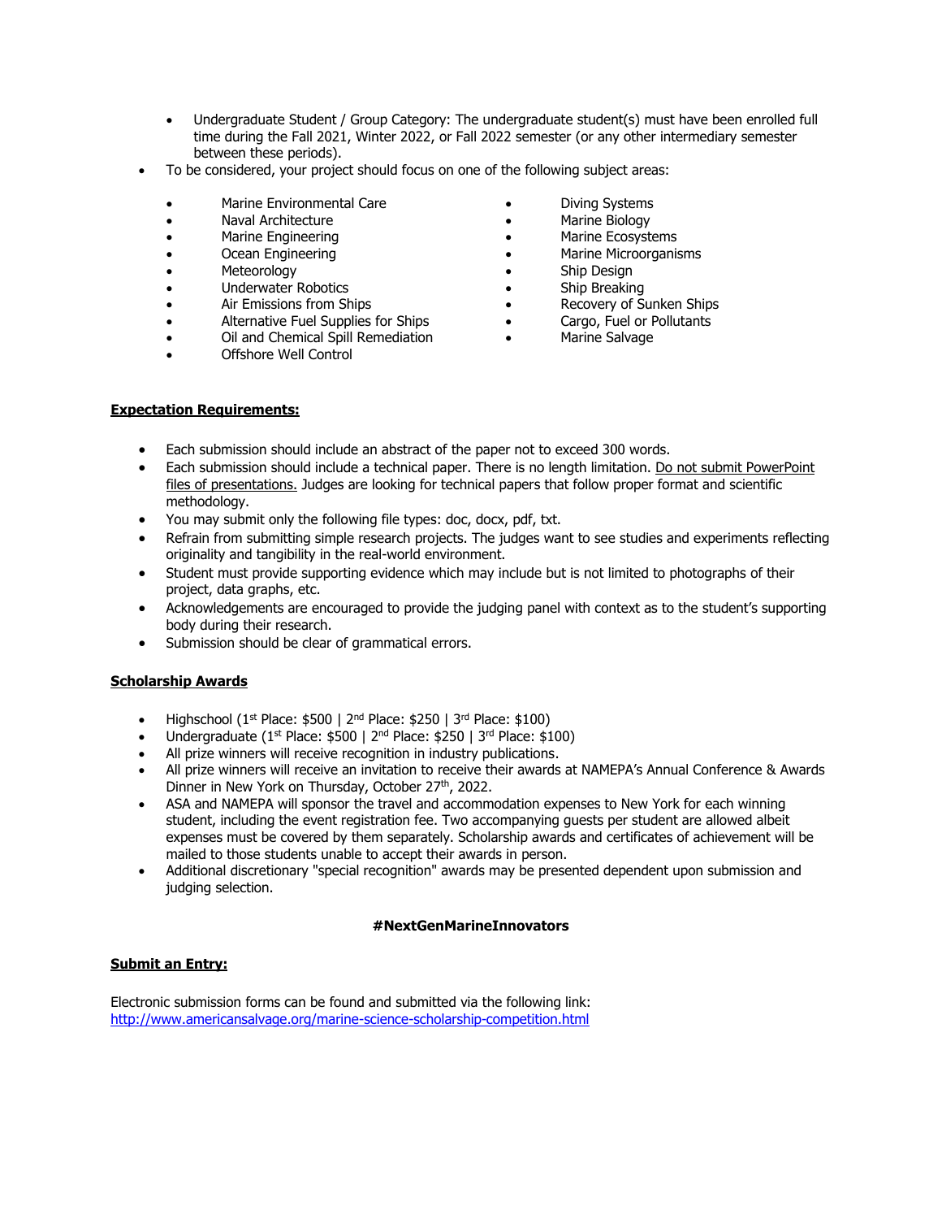- Undergraduate Student / Group Category: The undergraduate student(s) must have been enrolled full time during the Fall 2021, Winter 2022, or Fall 2022 semester (or any other intermediary semester between these periods).
- To be considered, your project should focus on one of the following subject areas:

  - Marine Environmental Care
  - Naval Architecture
  - Marine Engineering
  - Ocean Engineering
  - Meteorology
  - Underwater Robotics
  - Air Emissions from Ships
  - Alternative Fuel Supplies for Ships
  - Oil and Chemical Spill Remediation
  - Offshore Well Control
  - Diving Systems
  - Marine Biology
  - Marine Ecosystems
  - Marine Microorganisms
  - Ship Design
  - Ship Breaking
  - Recovery of Sunken Ships
  - Cargo, Fuel or Pollutants
  - Marine Salvage

**Expectation Requirements:**

- Each submission should include an abstract of the paper not to exceed 300 words.
- Each submission should include a technical paper. There is no length limitation. Do not submit PowerPoint files of presentations. Judges are looking for technical papers that follow proper format and scientific methodology.
- You may submit only the following file types: doc, docx, pdf, txt.
- Refrain from submitting simple research projects. The judges want to see studies and experiments reflecting originality and tangibility in the real-world environment.
- Student must provide supporting evidence which may include but is not limited to photographs of their project, data graphs, etc.
- Acknowledgements are encouraged to provide the judging panel with context as to the student's supporting body during their research.
- Submission should be clear of grammatical errors.

**Scholarship Awards**

- Highschool (1st Place: $500 | 2nd Place: $250 | 3rd Place: $100)
- Undergraduate (1st Place: $500 | 2nd Place: $250 | 3rd Place: $100)
- All prize winners will receive recognition in industry publications.
- All prize winners will receive an invitation to receive their awards at NAMEPA's Annual Conference & Awards Dinner in New York on Thursday, October 27th, 2022.
- ASA and NAMEPA will sponsor the travel and accommodation expenses to New York for each winning student, including the event registration fee. Two accompanying guests per student are allowed albeit expenses must be covered by them separately. Scholarship awards and certificates of achievement will be mailed to those students unable to accept their awards in person.
- Additional discretionary "special recognition" awards may be presented dependent upon submission and judging selection.

**#NextGenMarineInnovators**

**Submit an Entry:**

Electronic submission forms can be found and submitted via the following link:
http://www.americansalvage.org/marine-science-scholarship-competition.html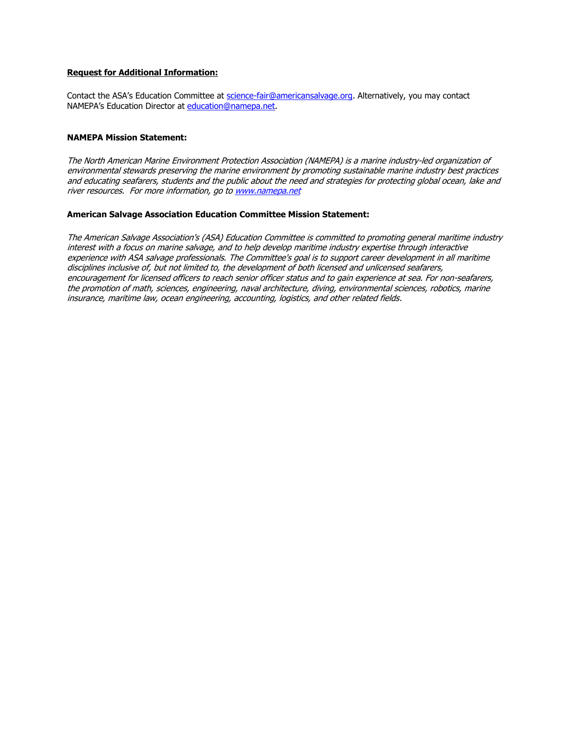**Request for Additional Information:**

Contact the ASA's Education Committee at science-fair@americansalvage.org. Alternatively, you may contact NAMEPA's Education Director at education@namepa.net.

**NAMEPA Mission Statement:**

*The North American Marine Environment Protection Association (NAMEPA) is a marine industry-led organization of environmental stewards preserving the marine environment by promoting sustainable marine industry best practices and educating seafarers, students and the public about the need and strategies for protecting global ocean, lake and river resources. For more information, go to www.namepa.net*

**American Salvage Association Education Committee Mission Statement:**

*The American Salvage Association's (ASA) Education Committee is committed to promoting general maritime industry interest with a focus on marine salvage, and to help develop maritime industry expertise through interactive experience with ASA salvage professionals. The Committee's goal is to support career development in all maritime disciplines inclusive of, but not limited to, the development of both licensed and unlicensed seafarers, encouragement for licensed officers to reach senior officer status and to gain experience at sea. For non-seafarers, the promotion of math, sciences, engineering, naval architecture, diving, environmental sciences, robotics, marine insurance, maritime law, ocean engineering, accounting, logistics, and other related fields.*